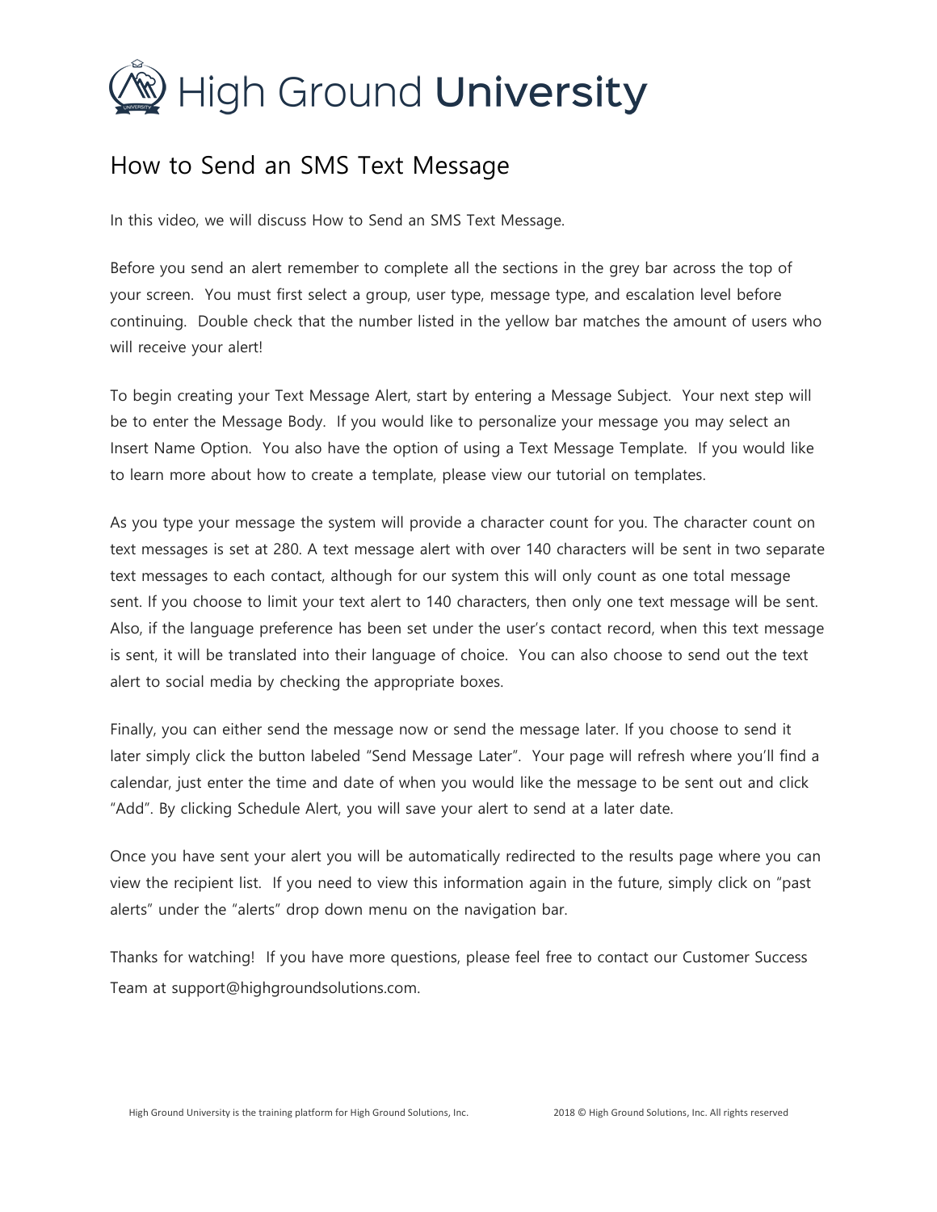# High Ground University

## How to Send an SMS Text Message

In this video, we will discuss How to Send an SMS Text Message.

Before you send an alert remember to complete all the sections in the grey bar across the top of your screen. You must first select a group, user type, message type, and escalation level before continuing. Double check that the number listed in the yellow bar matches the amount of users who will receive your alert!

To begin creating your Text Message Alert, start by entering a Message Subject. Your next step will be to enter the Message Body. If you would like to personalize your message you may select an Insert Name Option. You also have the option of using a Text Message Template. If you would like to learn more about how to create a template, please view our tutorial on templates.

As you type your message the system will provide a character count for you. The character count on text messages is set at 280. A text message alert with over 140 characters will be sent in two separate text messages to each contact, although for our system this will only count as one total message sent. If you choose to limit your text alert to 140 characters, then only one text message will be sent. Also, if the language preference has been set under the user's contact record, when this text message is sent, it will be translated into their language of choice. You can also choose to send out the text alert to social media by checking the appropriate boxes.

Finally, you can either send the message now or send the message later. If you choose to send it later simply click the button labeled "Send Message Later". Your page will refresh where you'll find a calendar, just enter the time and date of when you would like the message to be sent out and click "Add". By clicking Schedule Alert, you will save your alert to send at a later date.

Once you have sent your alert you will be automatically redirected to the results page where you can view the recipient list. If you need to view this information again in the future, simply click on "past alerts" under the "alerts" drop down menu on the navigation bar.

Thanks for watching! If you have more questions, please feel free to contact our Customer Success Team at support@highgroundsolutions.com.